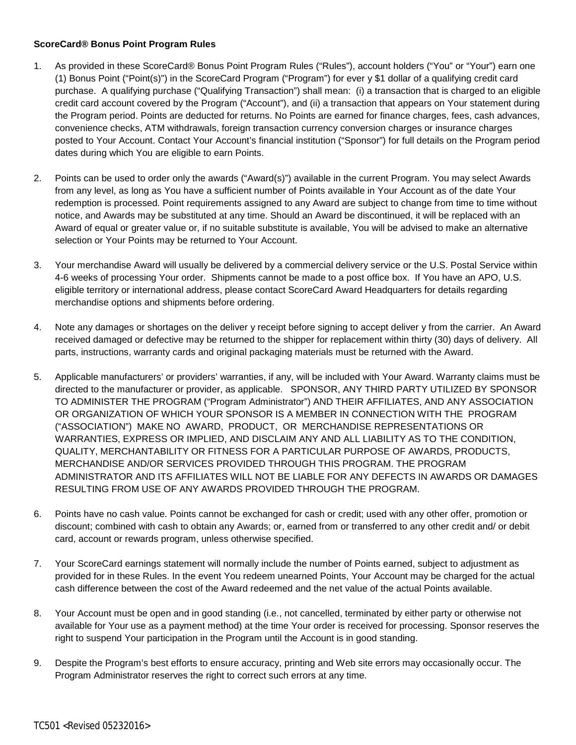**ScoreCard® Bonus Point Program Rules**

1. As provided in these ScoreCard® Bonus Point Program Rules ("Rules"), account holders ("You" or "Your") earn one (1) Bonus Point ("Point(s)") in the ScoreCard Program ("Program") for ever y $1 dollar of a qualifying credit card purchase. A qualifying purchase ("Qualifying Transaction") shall mean: (i) a transaction that is charged to an eligible credit card account covered by the Program ("Account"), and (ii) a transaction that appears on Your statement during the Program period. Points are deducted for returns. No Points are earned for finance charges, fees, cash advances, convenience checks, ATM withdrawals, foreign transaction currency conversion charges or insurance charges posted to Your Account. Contact Your Account's financial institution ("Sponsor") for full details on the Program period dates during which You are eligible to earn Points.

2. Points can be used to order only the awards ("Award(s)") available in the current Program. You may select Awards from any level, as long as You have a sufficient number of Points available in Your Account as of the date Your redemption is processed. Point requirements assigned to any Award are subject to change from time to time without notice, and Awards may be substituted at any time. Should an Award be discontinued, it will be replaced with an Award of equal or greater value or, if no suitable substitute is available, You will be advised to make an alternative selection or Your Points may be returned to Your Account.

3. Your merchandise Award will usually be delivered by a commercial delivery service or the U.S. Postal Service within 4-6 weeks of processing Your order. Shipments cannot be made to a post office box. If You have an APO, U.S. eligible territory or international address, please contact ScoreCard Award Headquarters for details regarding merchandise options and shipments before ordering.

4. Note any damages or shortages on the deliver y receipt before signing to accept deliver y from the carrier. An Award received damaged or defective may be returned to the shipper for replacement within thirty (30) days of delivery. All parts, instructions, warranty cards and original packaging materials must be returned with the Award.

5. Applicable manufacturers' or providers' warranties, if any, will be included with Your Award. Warranty claims must be directed to the manufacturer or provider, as applicable. SPONSOR, ANY THIRD PARTY UTILIZED BY SPONSOR TO ADMINISTER THE PROGRAM ("Program Administrator") AND THEIR AFFILIATES, AND ANY ASSOCIATION OR ORGANIZATION OF WHICH YOUR SPONSOR IS A MEMBER IN CONNECTION WITH THE PROGRAM ("ASSOCIATION") MAKE NO AWARD, PRODUCT, OR MERCHANDISE REPRESENTATIONS OR WARRANTIES, EXPRESS OR IMPLIED, AND DISCLAIM ANY AND ALL LIABILITY AS TO THE CONDITION, QUALITY, MERCHANTABILITY OR FITNESS FOR A PARTICULAR PURPOSE OF AWARDS, PRODUCTS, MERCHANDISE AND/OR SERVICES PROVIDED THROUGH THIS PROGRAM. THE PROGRAM ADMINISTRATOR AND ITS AFFILIATES WILL NOT BE LIABLE FOR ANY DEFECTS IN AWARDS OR DAMAGES RESULTING FROM USE OF ANY AWARDS PROVIDED THROUGH THE PROGRAM.

6. Points have no cash value. Points cannot be exchanged for cash or credit; used with any other offer, promotion or discount; combined with cash to obtain any Awards; or, earned from or transferred to any other credit and/ or debit card, account or rewards program, unless otherwise specified.

7. Your ScoreCard earnings statement will normally include the number of Points earned, subject to adjustment as provided for in these Rules. In the event You redeem unearned Points, Your Account may be charged for the actual cash difference between the cost of the Award redeemed and the net value of the actual Points available.

8. Your Account must be open and in good standing (i.e., not cancelled, terminated by either party or otherwise not available for Your use as a payment method) at the time Your order is received for processing. Sponsor reserves the right to suspend Your participation in the Program until the Account is in good standing.

9. Despite the Program's best efforts to ensure accuracy, printing and Web site errors may occasionally occur. The Program Administrator reserves the right to correct such errors at any time.

TC501 <Revised 05232016>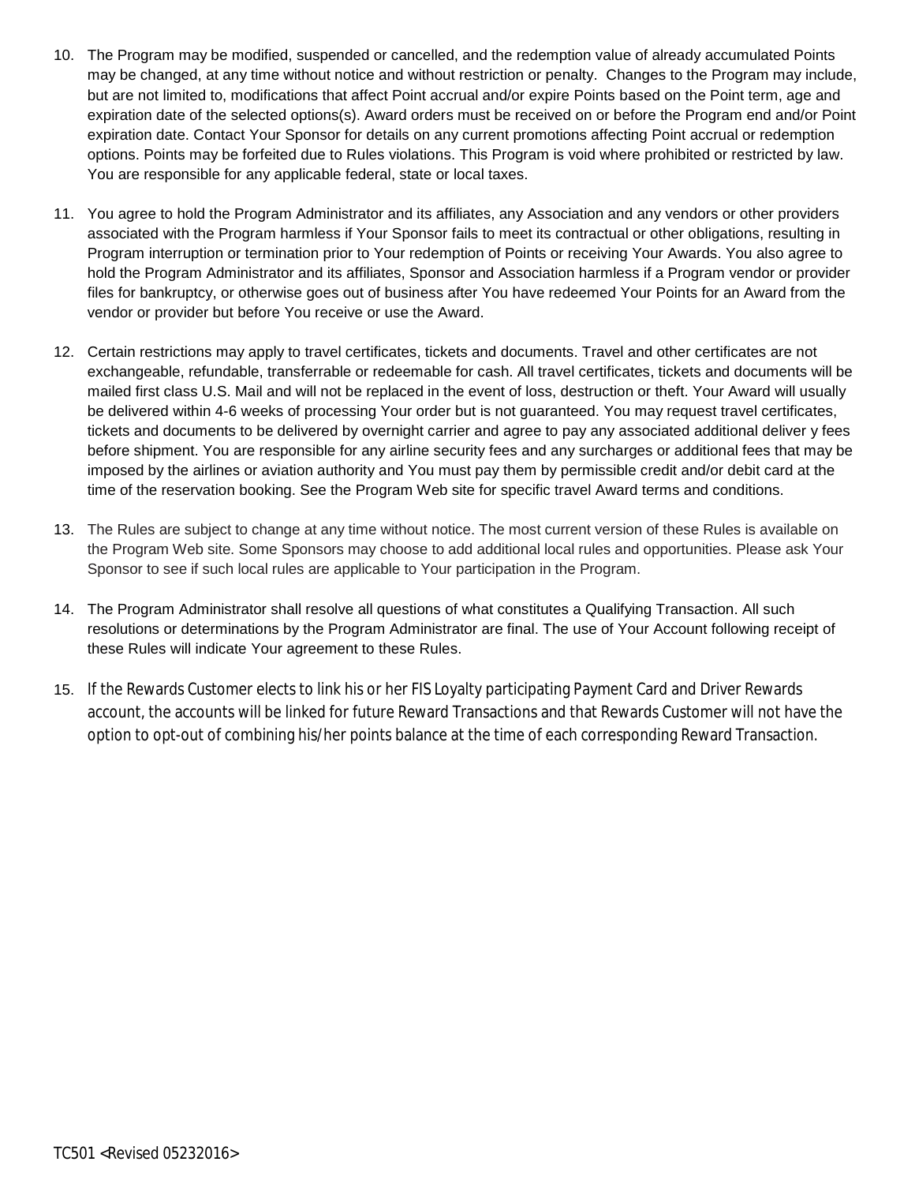10. The Program may be modified, suspended or cancelled, and the redemption value of already accumulated Points may be changed, at any time without notice and without restriction or penalty. Changes to the Program may include, but are not limited to, modifications that affect Point accrual and/or expire Points based on the Point term, age and expiration date of the selected options(s). Award orders must be received on or before the Program end and/or Point expiration date. Contact Your Sponsor for details on any current promotions affecting Point accrual or redemption options. Points may be forfeited due to Rules violations. This Program is void where prohibited or restricted by law. You are responsible for any applicable federal, state or local taxes.

11. You agree to hold the Program Administrator and its affiliates, any Association and any vendors or other providers associated with the Program harmless if Your Sponsor fails to meet its contractual or other obligations, resulting in Program interruption or termination prior to Your redemption of Points or receiving Your Awards. You also agree to hold the Program Administrator and its affiliates, Sponsor and Association harmless if a Program vendor or provider files for bankruptcy, or otherwise goes out of business after You have redeemed Your Points for an Award from the vendor or provider but before You receive or use the Award.

12. Certain restrictions may apply to travel certificates, tickets and documents. Travel and other certificates are not exchangeable, refundable, transferrable or redeemable for cash. All travel certificates, tickets and documents will be mailed first class U.S. Mail and will not be replaced in the event of loss, destruction or theft. Your Award will usually be delivered within 4-6 weeks of processing Your order but is not guaranteed. You may request travel certificates, tickets and documents to be delivered by overnight carrier and agree to pay any associated additional deliver y fees before shipment. You are responsible for any airline security fees and any surcharges or additional fees that may be imposed by the airlines or aviation authority and You must pay them by permissible credit and/or debit card at the time of the reservation booking. See the Program Web site for specific travel Award terms and conditions.

13. The Rules are subject to change at any time without notice. The most current version of these Rules is available on the Program Web site. Some Sponsors may choose to add additional local rules and opportunities. Please ask Your Sponsor to see if such local rules are applicable to Your participation in the Program.

14. The Program Administrator shall resolve all questions of what constitutes a Qualifying Transaction. All such resolutions or determinations by the Program Administrator are final. The use of Your Account following receipt of these Rules will indicate Your agreement to these Rules.

15. If the Rewards Customer elects to link his or her FIS Loyalty participating Payment Card and Driver Rewards account, the accounts will be linked for future Reward Transactions and that Rewards Customer will not have the option to opt-out of combining his/her points balance at the time of each corresponding Reward Transaction.

TC501 <Revised 05232016>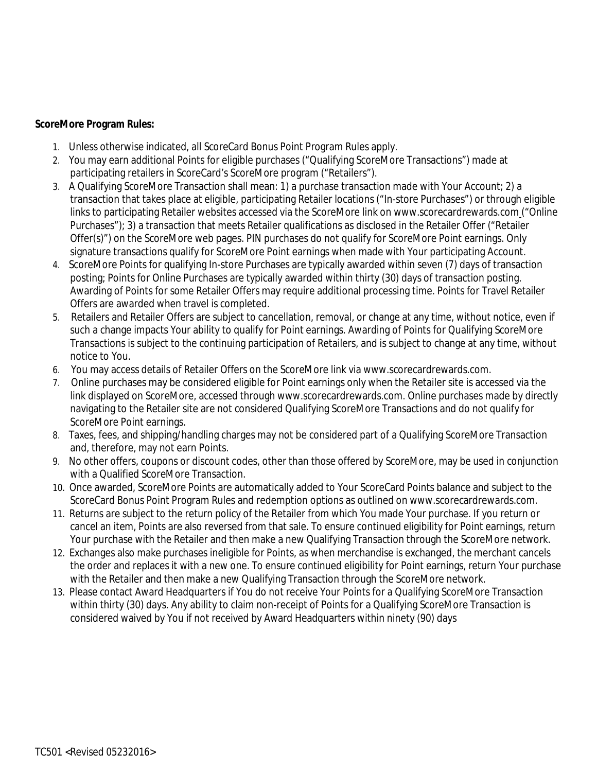**ScoreMore Program Rules:**

1. Unless otherwise indicated, all ScoreCard Bonus Point Program Rules apply.
2. You may earn additional Points for eligible purchases ("Qualifying ScoreMore Transactions") made at participating retailers in ScoreCard's ScoreMore program ("Retailers").
3. A Qualifying ScoreMore Transaction shall mean: 1) a purchase transaction made with Your Account; 2) a transaction that takes place at eligible, participating Retailer locations ("In-store Purchases") or through eligible links to participating Retailer websites accessed via the ScoreMore link on www.scorecardrewards.com ("Online Purchases"); 3) a transaction that meets Retailer qualifications as disclosed in the Retailer Offer ("Retailer Offer(s)") on the ScoreMore web pages. PIN purchases do not qualify for ScoreMore Point earnings. Only signature transactions qualify for ScoreMore Point earnings when made with Your participating Account.
4. ScoreMore Points for qualifying In-store Purchases are typically awarded within seven (7) days of transaction posting; Points for Online Purchases are typically awarded within thirty (30) days of transaction posting. Awarding of Points for some Retailer Offers may require additional processing time. Points for Travel Retailer Offers are awarded when travel is completed.
5. Retailers and Retailer Offers are subject to cancellation, removal, or change at any time, without notice, even if such a change impacts Your ability to qualify for Point earnings. Awarding of Points for Qualifying ScoreMore Transactions is subject to the continuing participation of Retailers, and is subject to change at any time, without notice to You.
6. You may access details of Retailer Offers on the ScoreMore link via www.scorecardrewards.com.
7. Online purchases may be considered eligible for Point earnings only when the Retailer site is accessed via the link displayed on ScoreMore, accessed through www.scorecardrewards.com. Online purchases made by directly navigating to the Retailer site are not considered Qualifying ScoreMore Transactions and do not qualify for ScoreMore Point earnings.
8. Taxes, fees, and shipping/handling charges may not be considered part of a Qualifying ScoreMore Transaction and, therefore, may not earn Points.
9. No other offers, coupons or discount codes, other than those offered by ScoreMore, may be used in conjunction with a Qualified ScoreMore Transaction.
10. Once awarded, ScoreMore Points are automatically added to Your ScoreCard Points balance and subject to the ScoreCard Bonus Point Program Rules and redemption options as outlined on www.scorecardrewards.com.
11. Returns are subject to the return policy of the Retailer from which You made Your purchase. If you return or cancel an item, Points are also reversed from that sale. To ensure continued eligibility for Point earnings, return Your purchase with the Retailer and then make a new Qualifying Transaction through the ScoreMore network.
12. Exchanges also make purchases ineligible for Points, as when merchandise is exchanged, the merchant cancels the order and replaces it with a new one. To ensure continued eligibility for Point earnings, return Your purchase with the Retailer and then make a new Qualifying Transaction through the ScoreMore network.
13. Please contact Award Headquarters if You do not receive Your Points for a Qualifying ScoreMore Transaction within thirty (30) days. Any ability to claim non-receipt of Points for a Qualifying ScoreMore Transaction is considered waived by You if not received by Award Headquarters within ninety (90) days

TC501 <Revised 05232016>